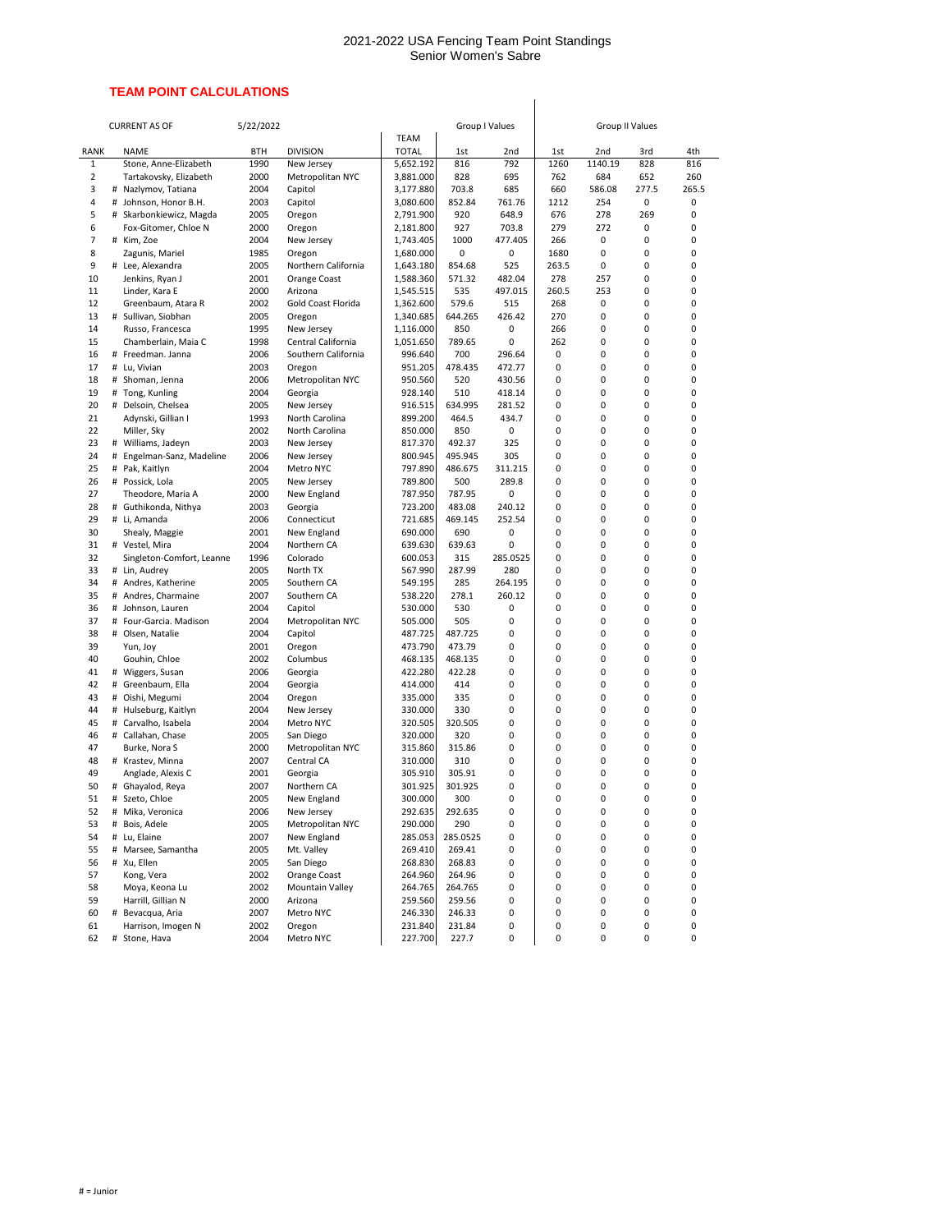# 2021-2022 USA Fencing Team Point Standings
## Senior Women's Sabre

**TEAM POINT CALCULATIONS**

CURRENT AS OF 5/22/2022

| RANK | | NAME | BTH | DIVISION | TEAM TOTAL | Group I Values | | Group II Values | | | |
|---|---|---|---|---|---|---|---|---|---|---|---|
| | | | | | | 1st | 2nd | 1st | 2nd | 3rd | 4th |
| 1 | | Stone, Anne-Elizabeth | 1990 | New Jersey | 5,652.192 | 816 | 792 | 1260 | 1140.19 | 828 | 816 |
| 2 | | Tartakovsky, Elizabeth | 2000 | Metropolitan NYC | 3,881.000 | 828 | 695 | 762 | 684 | 652 | 260 |
| 3 | # | Nazlymov, Tatiana | 2004 | Capitol | 3,177.880 | 703.8 | 685 | 660 | 586.08 | 277.5 | 265.5 |
| 4 | # | Johnson, Honor B.H. | 2003 | Capitol | 3,080.600 | 852.84 | 761.76 | 1212 | 254 | 0 | 0 |
| 5 | # | Skarbonkiewicz, Magda | 2005 | Oregon | 2,791.900 | 920 | 648.9 | 676 | 278 | 269 | 0 |
| 6 | | Fox-Gitomer, Chloe N | 2000 | Oregon | 2,181.800 | 927 | 703.8 | 279 | 272 | 0 | 0 |
| 7 | # | Kim, Zoe | 2004 | New Jersey | 1,743.405 | 1000 | 477.405 | 266 | 0 | 0 | 0 |
| 8 | | Zagunis, Mariel | 1985 | Oregon | 1,680.000 | 0 | 0 | 1680 | 0 | 0 | 0 |
| 9 | # | Lee, Alexandra | 2005 | Northern California | 1,643.180 | 854.68 | 525 | 263.5 | 0 | 0 | 0 |
| 10 | | Jenkins, Ryan J | 2001 | Orange Coast | 1,588.360 | 571.32 | 482.04 | 278 | 257 | 0 | 0 |
| 11 | | Linder, Kara E | 2000 | Arizona | 1,545.515 | 535 | 497.015 | 260.5 | 253 | 0 | 0 |
| 12 | | Greenbaum, Atara R | 2002 | Gold Coast Florida | 1,362.600 | 579.6 | 515 | 268 | 0 | 0 | 0 |
| 13 | # | Sullivan, Siobhan | 2005 | Oregon | 1,340.685 | 644.265 | 426.42 | 270 | 0 | 0 | 0 |
| 14 | | Russo, Francesca | 1995 | New Jersey | 1,116.000 | 850 | 0 | 266 | 0 | 0 | 0 |
| 15 | | Chamberlain, Maia C | 1998 | Central California | 1,051.650 | 789.65 | 0 | 262 | 0 | 0 | 0 |
| 16 | # | Freedman. Janna | 2006 | Southern California | 996.640 | 700 | 296.64 | 0 | 0 | 0 | 0 |
| 17 | # | Lu, Vivian | 2003 | Oregon | 951.205 | 478.435 | 472.77 | 0 | 0 | 0 | 0 |
| 18 | # | Shoman, Jenna | 2006 | Metropolitan NYC | 950.560 | 520 | 430.56 | 0 | 0 | 0 | 0 |
| 19 | # | Tong, Kunling | 2004 | Georgia | 928.140 | 510 | 418.14 | 0 | 0 | 0 | 0 |
| 20 | # | Delsoin, Chelsea | 2005 | New Jersey | 916.515 | 634.995 | 281.52 | 0 | 0 | 0 | 0 |
| 21 | | Adynski, Gillian I | 1993 | North Carolina | 899.200 | 464.5 | 434.7 | 0 | 0 | 0 | 0 |
| 22 | | Miller, Sky | 2002 | North Carolina | 850.000 | 850 | 0 | 0 | 0 | 0 | 0 |
| 23 | # | Williams, Jadeyn | 2003 | New Jersey | 817.370 | 492.37 | 325 | 0 | 0 | 0 | 0 |
| 24 | # | Engelman-Sanz, Madeline | 2006 | New Jersey | 800.945 | 495.945 | 305 | 0 | 0 | 0 | 0 |
| 25 | # | Pak, Kaitlyn | 2004 | Metro NYC | 797.890 | 486.675 | 311.215 | 0 | 0 | 0 | 0 |
| 26 | # | Possick, Lola | 2005 | New Jersey | 789.800 | 500 | 289.8 | 0 | 0 | 0 | 0 |
| 27 | | Theodore, Maria A | 2000 | New England | 787.950 | 787.95 | 0 | 0 | 0 | 0 | 0 |
| 28 | # | Guthikonda, Nithya | 2003 | Georgia | 723.200 | 483.08 | 240.12 | 0 | 0 | 0 | 0 |
| 29 | # | Li, Amanda | 2006 | Connecticut | 721.685 | 469.145 | 252.54 | 0 | 0 | 0 | 0 |
| 30 | | Shealy, Maggie | 2001 | New England | 690.000 | 690 | 0 | 0 | 0 | 0 | 0 |
| 31 | # | Vestel, Mira | 2004 | Northern CA | 639.630 | 639.63 | 0 | 0 | 0 | 0 | 0 |
| 32 | | Singleton-Comfort, Leanne | 1996 | Colorado | 600.053 | 315 | 285.0525 | 0 | 0 | 0 | 0 |
| 33 | # | Lin, Audrey | 2005 | North TX | 567.990 | 287.99 | 280 | 0 | 0 | 0 | 0 |
| 34 | # | Andres, Katherine | 2005 | Southern CA | 549.195 | 285 | 264.195 | 0 | 0 | 0 | 0 |
| 35 | # | Andres, Charmaine | 2007 | Southern CA | 538.220 | 278.1 | 260.12 | 0 | 0 | 0 | 0 |
| 36 | # | Johnson, Lauren | 2004 | Capitol | 530.000 | 530 | 0 | 0 | 0 | 0 | 0 |
| 37 | # | Four-Garcia. Madison | 2004 | Metropolitan NYC | 505.000 | 505 | 0 | 0 | 0 | 0 | 0 |
| 38 | # | Olsen, Natalie | 2004 | Capitol | 487.725 | 487.725 | 0 | 0 | 0 | 0 | 0 |
| 39 | | Yun, Joy | 2001 | Oregon | 473.790 | 473.79 | 0 | 0 | 0 | 0 | 0 |
| 40 | | Gouhin, Chloe | 2002 | Columbus | 468.135 | 468.135 | 0 | 0 | 0 | 0 | 0 |
| 41 | # | Wiggers, Susan | 2006 | Georgia | 422.280 | 422.28 | 0 | 0 | 0 | 0 | 0 |
| 42 | # | Greenbaum, Ella | 2004 | Georgia | 414.000 | 414 | 0 | 0 | 0 | 0 | 0 |
| 43 | # | Oishi, Megumi | 2004 | Oregon | 335.000 | 335 | 0 | 0 | 0 | 0 | 0 |
| 44 | # | Hulseburg, Kaitlyn | 2004 | New Jersey | 330.000 | 330 | 0 | 0 | 0 | 0 | 0 |
| 45 | # | Carvalho, Isabela | 2004 | Metro NYC | 320.505 | 320.505 | 0 | 0 | 0 | 0 | 0 |
| 46 | # | Callahan, Chase | 2005 | San Diego | 320.000 | 320 | 0 | 0 | 0 | 0 | 0 |
| 47 | | Burke, Nora S | 2000 | Metropolitan NYC | 315.860 | 315.86 | 0 | 0 | 0 | 0 | 0 |
| 48 | # | Krastev, Minna | 2007 | Central CA | 310.000 | 310 | 0 | 0 | 0 | 0 | 0 |
| 49 | | Anglade, Alexis C | 2001 | Georgia | 305.910 | 305.91 | 0 | 0 | 0 | 0 | 0 |
| 50 | # | Ghayalod, Reya | 2007 | Northern CA | 301.925 | 301.925 | 0 | 0 | 0 | 0 | 0 |
| 51 | # | Szeto, Chloe | 2005 | New England | 300.000 | 300 | 0 | 0 | 0 | 0 | 0 |
| 52 | # | Mika, Veronica | 2006 | New Jersey | 292.635 | 292.635 | 0 | 0 | 0 | 0 | 0 |
| 53 | # | Bois, Adele | 2005 | Metropolitan NYC | 290.000 | 290 | 0 | 0 | 0 | 0 | 0 |
| 54 | # | Lu, Elaine | 2007 | New England | 285.053 | 285.0525 | 0 | 0 | 0 | 0 | 0 |
| 55 | # | Marsee, Samantha | 2005 | Mt. Valley | 269.410 | 269.41 | 0 | 0 | 0 | 0 | 0 |
| 56 | # | Xu, Ellen | 2005 | San Diego | 268.830 | 268.83 | 0 | 0 | 0 | 0 | 0 |
| 57 | | Kong, Vera | 2002 | Orange Coast | 264.960 | 264.96 | 0 | 0 | 0 | 0 | 0 |
| 58 | | Moya, Keona Lu | 2002 | Mountain Valley | 264.765 | 264.765 | 0 | 0 | 0 | 0 | 0 |
| 59 | | Harrill, Gillian N | 2000 | Arizona | 259.560 | 259.56 | 0 | 0 | 0 | 0 | 0 |
| 60 | # | Bevacqua, Aria | 2007 | Metro NYC | 246.330 | 246.33 | 0 | 0 | 0 | 0 | 0 |
| 61 | | Harrison, Imogen N | 2002 | Oregon | 231.840 | 231.84 | 0 | 0 | 0 | 0 | 0 |
| 62 | # | Stone, Hava | 2004 | Metro NYC | 227.700 | 227.7 | 0 | 0 | 0 | 0 | 0 |

# = Junior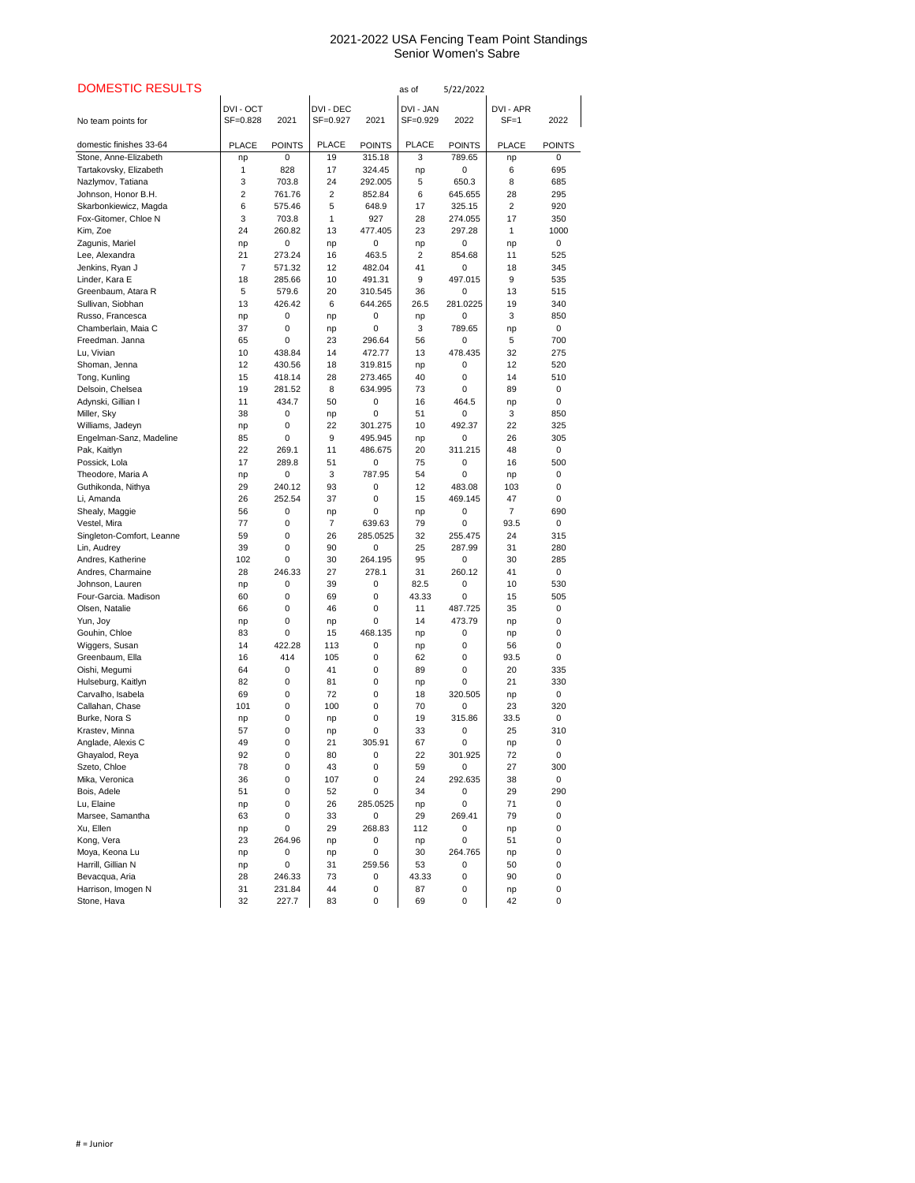# 2021-2022 USA Fencing Team Point Standings
## Senior Women's Sabre

**DOMESTIC RESULTS** as of 5/22/2022

| No team points for | DVI - OCT SF=0.828 | 2021 | DVI - DEC SF=0.927 | 2021 | DVI - JAN SF=0.929 | 2022 | DVI - APR SF=1 | 2022 |
|---|---|---|---|---|---|---|---|---|
| domestic finishes 33-64 | PLACE | POINTS | PLACE | POINTS | PLACE | POINTS | PLACE | POINTS |
| Stone, Anne-Elizabeth | np | 0 | 19 | 315.18 | 3 | 789.65 | np | 0 |
| Tartakovsky, Elizabeth | 1 | 828 | 17 | 324.45 | np | 0 | 6 | 695 |
| Nazlymov, Tatiana | 3 | 703.8 | 24 | 292.005 | 5 | 650.3 | 8 | 685 |
| Johnson, Honor B.H. | 2 | 761.76 | 2 | 852.84 | 6 | 645.655 | 28 | 295 |
| Skarbonkiewicz, Magda | 6 | 575.46 | 5 | 648.9 | 17 | 325.15 | 2 | 920 |
| Fox-Gitomer, Chloe N | 3 | 703.8 | 1 | 927 | 28 | 274.055 | 17 | 350 |
| Kim, Zoe | 24 | 260.82 | 13 | 477.405 | 23 | 297.28 | 1 | 1000 |
| Zagunis, Mariel | np | 0 | np | 0 | np | 0 | np | 0 |
| Lee, Alexandra | 21 | 273.24 | 16 | 463.5 | 2 | 854.68 | 11 | 525 |
| Jenkins, Ryan J | 7 | 571.32 | 12 | 482.04 | 41 | 0 | 18 | 345 |
| Linder, Kara E | 18 | 285.66 | 10 | 491.31 | 9 | 497.015 | 9 | 535 |
| Greenbaum, Atara R | 5 | 579.6 | 20 | 310.545 | 36 | 0 | 13 | 515 |
| Sullivan, Siobhan | 13 | 426.42 | 6 | 644.265 | 26.5 | 281.0225 | 19 | 340 |
| Russo, Francesca | np | 0 | np | 0 | np | 0 | 3 | 850 |
| Chamberlain, Maia C | 37 | 0 | np | 0 | 3 | 789.65 | np | 0 |
| Freedman. Janna | 65 | 0 | 23 | 296.64 | 56 | 0 | 5 | 700 |
| Lu, Vivian | 10 | 438.84 | 14 | 472.77 | 13 | 478.435 | 32 | 275 |
| Shoman, Jenna | 12 | 430.56 | 18 | 319.815 | np | 0 | 12 | 520 |
| Tong, Kunling | 15 | 418.14 | 28 | 273.465 | 40 | 0 | 14 | 510 |
| Delsoin, Chelsea | 19 | 281.52 | 8 | 634.995 | 73 | 0 | 89 | 0 |
| Adynski, Gillian I | 11 | 434.7 | 50 | 0 | 16 | 464.5 | np | 0 |
| Miller, Sky | 38 | 0 | np | 0 | 51 | 0 | 3 | 850 |
| Williams, Jadeyn | np | 0 | 22 | 301.275 | 10 | 492.37 | 22 | 325 |
| Engelman-Sanz, Madeline | 85 | 0 | 9 | 495.945 | np | 0 | 26 | 305 |
| Pak, Kaitlyn | 22 | 269.1 | 11 | 486.675 | 20 | 311.215 | 48 | 0 |
| Possick, Lola | 17 | 289.8 | 51 | 0 | 75 | 0 | 16 | 500 |
| Theodore, Maria A | np | 0 | 3 | 787.95 | 54 | 0 | np | 0 |
| Guthikonda, Nithya | 29 | 240.12 | 93 | 0 | 12 | 483.08 | 103 | 0 |
| Li, Amanda | 26 | 252.54 | 37 | 0 | 15 | 469.145 | 47 | 0 |
| Shealy, Maggie | 56 | 0 | np | 0 | np | 0 | 7 | 690 |
| Vestel, Mira | 77 | 0 | 7 | 639.63 | 79 | 0 | 93.5 | 0 |
| Singleton-Comfort, Leanne | 59 | 0 | 26 | 285.0525 | 32 | 255.475 | 24 | 315 |
| Lin, Audrey | 39 | 0 | 90 | 0 | 25 | 287.99 | 31 | 280 |
| Andres, Katherine | 102 | 0 | 30 | 264.195 | 95 | 0 | 30 | 285 |
| Andres, Charmaine | 28 | 246.33 | 27 | 278.1 | 31 | 260.12 | 41 | 0 |
| Johnson, Lauren | np | 0 | 39 | 0 | 82.5 | 0 | 10 | 530 |
| Four-Garcia. Madison | 60 | 0 | 69 | 0 | 43.33 | 0 | 15 | 505 |
| Olsen, Natalie | 66 | 0 | 46 | 0 | 11 | 487.725 | 35 | 0 |
| Yun, Joy | np | 0 | np | 0 | 14 | 473.79 | np | 0 |
| Gouhin, Chloe | 83 | 0 | 15 | 468.135 | np | 0 | np | 0 |
| Wiggers, Susan | 14 | 422.28 | 113 | 0 | np | 0 | 56 | 0 |
| Greenbaum, Ella | 16 | 414 | 105 | 0 | 62 | 0 | 93.5 | 0 |
| Oishi, Megumi | 64 | 0 | 41 | 0 | 89 | 0 | 20 | 335 |
| Hulseburg, Kaitlyn | 82 | 0 | 81 | 0 | np | 0 | 21 | 330 |
| Carvalho, Isabela | 69 | 0 | 72 | 0 | 18 | 320.505 | np | 0 |
| Callahan, Chase | 101 | 0 | 100 | 0 | 70 | 0 | 23 | 320 |
| Burke, Nora S | np | 0 | np | 0 | 19 | 315.86 | 33.5 | 0 |
| Krastev, Minna | 57 | 0 | np | 0 | 33 | 0 | 25 | 310 |
| Anglade, Alexis C | 49 | 0 | 21 | 305.91 | 67 | 0 | np | 0 |
| Ghayalod, Reya | 92 | 0 | 80 | 0 | 22 | 301.925 | 72 | 0 |
| Szeto, Chloe | 78 | 0 | 43 | 0 | 59 | 0 | 27 | 300 |
| Mika, Veronica | 36 | 0 | 107 | 0 | 24 | 292.635 | 38 | 0 |
| Bois, Adele | 51 | 0 | 52 | 0 | 34 | 0 | 29 | 290 |
| Lu, Elaine | np | 0 | 26 | 285.0525 | np | 0 | 71 | 0 |
| Marsee, Samantha | 63 | 0 | 33 | 0 | 29 | 269.41 | 79 | 0 |
| Xu, Ellen | np | 0 | 29 | 268.83 | 112 | 0 | np | 0 |
| Kong, Vera | 23 | 264.96 | np | 0 | np | 0 | 51 | 0 |
| Moya, Keona Lu | np | 0 | np | 0 | 30 | 264.765 | np | 0 |
| Harrill, Gillian N | np | 0 | 31 | 259.56 | 53 | 0 | 50 | 0 |
| Bevacqua, Aria | 28 | 246.33 | 73 | 0 | 43.33 | 0 | 90 | 0 |
| Harrison, Imogen N | 31 | 231.84 | 44 | 0 | 87 | 0 | np | 0 |
| Stone, Hava | 32 | 227.7 | 83 | 0 | 69 | 0 | 42 | 0 |

# = Junior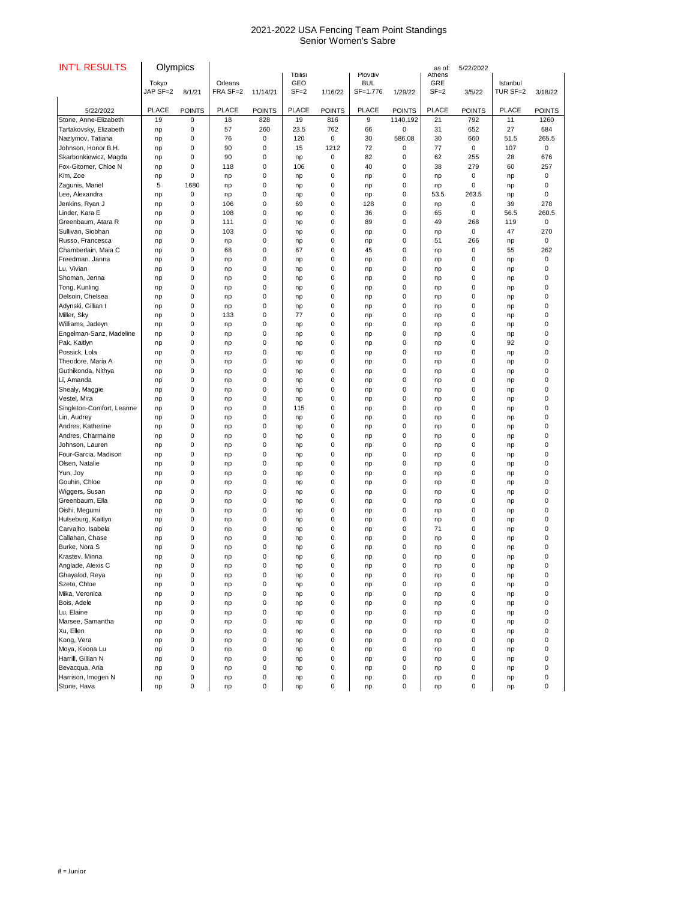# 2021-2022 USA Fencing Team Point Standings
## Senior Women's Sabre

| INT'L RESULTS | Olympics | | | | | | | | as of: | 5/22/2022 | | |
|---|---|---|---|---|---|---|---|---|---|---|---|---|
| | Tokyo JAP SF=2 | 8/1/21 | Orleans FRA SF=2 | 11/14/21 | Tbilisi GEO SF=2 | 1/16/22 | Plovdiv BUL SF=1.776 | 1/29/22 | Athens GRE SF=2 | 3/5/22 | Istanbul TUR SF=2 | 3/18/22 |
| 5/22/2022 | PLACE | POINTS | PLACE | POINTS | PLACE | POINTS | PLACE | POINTS | PLACE | POINTS | PLACE | POINTS |
| Stone, Anne-Elizabeth | 19 | 0 | 18 | 828 | 19 | 816 | 9 | 1140.192 | 21 | 792 | 11 | 1260 |
| Tartakovsky, Elizabeth | np | 0 | 57 | 260 | 23.5 | 762 | 66 | 0 | 31 | 652 | 27 | 684 |
| Nazlymov, Tatiana | np | 0 | 76 | 0 | 120 | 0 | 30 | 586.08 | 30 | 660 | 51.5 | 265.5 |
| Johnson, Honor B.H. | np | 0 | 90 | 0 | 15 | 1212 | 72 | 0 | 77 | 0 | 107 | 0 |
| Skarbonkiewicz, Magda | np | 0 | 90 | 0 | np | 0 | 82 | 0 | 62 | 255 | 28 | 676 |
| Fox-Gitomer, Chloe N | np | 0 | 118 | 0 | 106 | 0 | 40 | 0 | 38 | 279 | 60 | 257 |
| Kim, Zoe | np | 0 | np | 0 | np | 0 | np | 0 | np | 0 | np | 0 |
| Zagunis, Mariel | 5 | 1680 | np | 0 | np | 0 | np | 0 | np | 0 | np | 0 |
| Lee, Alexandra | np | 0 | np | 0 | np | 0 | np | 0 | 53.5 | 263.5 | np | 0 |
| Jenkins, Ryan J | np | 0 | 106 | 0 | 69 | 0 | 128 | 0 | np | 0 | 39 | 278 |
| Linder, Kara E | np | 0 | 108 | 0 | np | 0 | 36 | 0 | 65 | 0 | 56.5 | 260.5 |
| Greenbaum, Atara R | np | 0 | 111 | 0 | np | 0 | 89 | 0 | 49 | 268 | 119 | 0 |
| Sullivan, Siobhan | np | 0 | 103 | 0 | np | 0 | np | 0 | np | 0 | 47 | 270 |
| Russo, Francesca | np | 0 | np | 0 | np | 0 | np | 0 | 51 | 266 | np | 0 |
| Chamberlain, Maia C | np | 0 | 68 | 0 | 67 | 0 | 45 | 0 | np | 0 | 55 | 262 |
| Freedman. Janna | np | 0 | np | 0 | np | 0 | np | 0 | np | 0 | np | 0 |
| Lu, Vivian | np | 0 | np | 0 | np | 0 | np | 0 | np | 0 | np | 0 |
| Shoman, Jenna | np | 0 | np | 0 | np | 0 | np | 0 | np | 0 | np | 0 |
| Tong, Kunling | np | 0 | np | 0 | np | 0 | np | 0 | np | 0 | np | 0 |
| Delsoin, Chelsea | np | 0 | np | 0 | np | 0 | np | 0 | np | 0 | np | 0 |
| Adynski, Gillian I | np | 0 | np | 0 | np | 0 | np | 0 | np | 0 | np | 0 |
| Miller, Sky | np | 0 | 133 | 0 | 77 | 0 | np | 0 | np | 0 | np | 0 |
| Williams, Jadeyn | np | 0 | np | 0 | np | 0 | np | 0 | np | 0 | np | 0 |
| Engelman-Sanz, Madeline | np | 0 | np | 0 | np | 0 | np | 0 | np | 0 | np | 0 |
| Pak, Kaitlyn | np | 0 | np | 0 | np | 0 | np | 0 | np | 0 | 92 | 0 |
| Possick, Lola | np | 0 | np | 0 | np | 0 | np | 0 | np | 0 | np | 0 |
| Theodore, Maria A | np | 0 | np | 0 | np | 0 | np | 0 | np | 0 | np | 0 |
| Guthikonda, Nithya | np | 0 | np | 0 | np | 0 | np | 0 | np | 0 | np | 0 |
| Li, Amanda | np | 0 | np | 0 | np | 0 | np | 0 | np | 0 | np | 0 |
| Shealy, Maggie | np | 0 | np | 0 | np | 0 | np | 0 | np | 0 | np | 0 |
| Vestel, Mira | np | 0 | np | 0 | np | 0 | np | 0 | np | 0 | np | 0 |
| Singleton-Comfort, Leanne | np | 0 | np | 0 | 115 | 0 | np | 0 | np | 0 | np | 0 |
| Lin, Audrey | np | 0 | np | 0 | np | 0 | np | 0 | np | 0 | np | 0 |
| Andres, Katherine | np | 0 | np | 0 | np | 0 | np | 0 | np | 0 | np | 0 |
| Andres, Charmaine | np | 0 | np | 0 | np | 0 | np | 0 | np | 0 | np | 0 |
| Johnson, Lauren | np | 0 | np | 0 | np | 0 | np | 0 | np | 0 | np | 0 |
| Four-Garcia. Madison | np | 0 | np | 0 | np | 0 | np | 0 | np | 0 | np | 0 |
| Olsen, Natalie | np | 0 | np | 0 | np | 0 | np | 0 | np | 0 | np | 0 |
| Yun, Joy | np | 0 | np | 0 | np | 0 | np | 0 | np | 0 | np | 0 |
| Gouhin, Chloe | np | 0 | np | 0 | np | 0 | np | 0 | np | 0 | np | 0 |
| Wiggers, Susan | np | 0 | np | 0 | np | 0 | np | 0 | np | 0 | np | 0 |
| Greenbaum, Ella | np | 0 | np | 0 | np | 0 | np | 0 | np | 0 | np | 0 |
| Oishi, Megumi | np | 0 | np | 0 | np | 0 | np | 0 | np | 0 | np | 0 |
| Hulseburg, Kaitlyn | np | 0 | np | 0 | np | 0 | np | 0 | np | 0 | np | 0 |
| Carvalho, Isabela | np | 0 | np | 0 | np | 0 | np | 0 | 71 | 0 | np | 0 |
| Callahan, Chase | np | 0 | np | 0 | np | 0 | np | 0 | np | 0 | np | 0 |
| Burke, Nora S | np | 0 | np | 0 | np | 0 | np | 0 | np | 0 | np | 0 |
| Krastev, Minna | np | 0 | np | 0 | np | 0 | np | 0 | np | 0 | np | 0 |
| Anglade, Alexis C | np | 0 | np | 0 | np | 0 | np | 0 | np | 0 | np | 0 |
| Ghayalod, Reya | np | 0 | np | 0 | np | 0 | np | 0 | np | 0 | np | 0 |
| Szeto, Chloe | np | 0 | np | 0 | np | 0 | np | 0 | np | 0 | np | 0 |
| Mika, Veronica | np | 0 | np | 0 | np | 0 | np | 0 | np | 0 | np | 0 |
| Bois, Adele | np | 0 | np | 0 | np | 0 | np | 0 | np | 0 | np | 0 |
| Lu, Elaine | np | 0 | np | 0 | np | 0 | np | 0 | np | 0 | np | 0 |
| Marsee, Samantha | np | 0 | np | 0 | np | 0 | np | 0 | np | 0 | np | 0 |
| Xu, Ellen | np | 0 | np | 0 | np | 0 | np | 0 | np | 0 | np | 0 |
| Kong, Vera | np | 0 | np | 0 | np | 0 | np | 0 | np | 0 | np | 0 |
| Moya, Keona Lu | np | 0 | np | 0 | np | 0 | np | 0 | np | 0 | np | 0 |
| Harrill, Gillian N | np | 0 | np | 0 | np | 0 | np | 0 | np | 0 | np | 0 |
| Bevacqua, Aria | np | 0 | np | 0 | np | 0 | np | 0 | np | 0 | np | 0 |
| Harrison, Imogen N | np | 0 | np | 0 | np | 0 | np | 0 | np | 0 | np | 0 |
| Stone, Hava | np | 0 | np | 0 | np | 0 | np | 0 | np | 0 | np | 0 |

# = Junior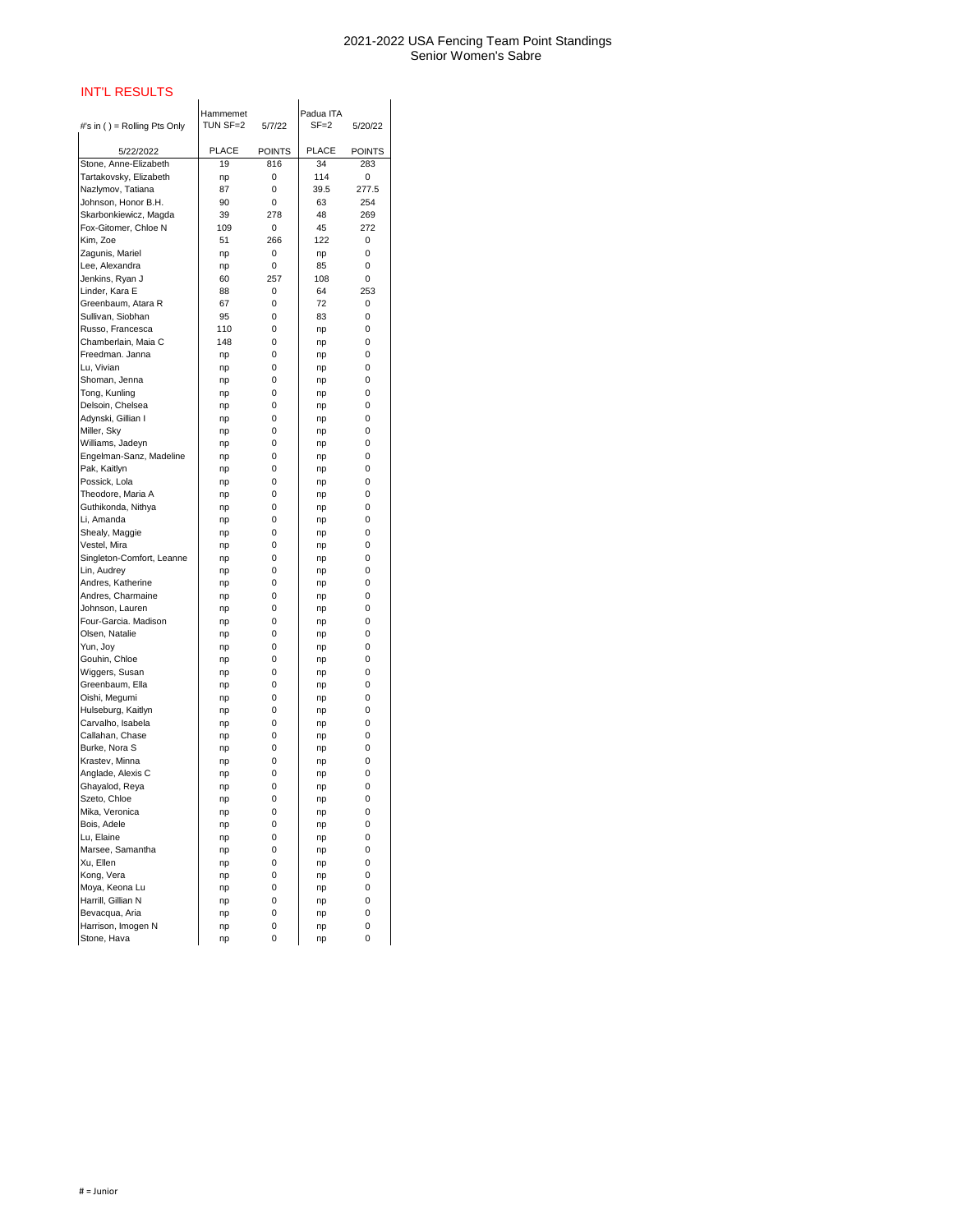# 2021-2022 USA Fencing Team Point Standings
## Senior Women's Sabre

**INT'L RESULTS**

| #'s in ( ) = Rolling Pts Only | Hammemet TUN SF=2 | 5/7/22 | Padua ITA SF=2 | 5/20/22 |
|---|---|---|---|---|
| 5/22/2022 | PLACE | POINTS | PLACE | POINTS |
| Stone, Anne-Elizabeth | 19 | 816 | 34 | 283 |
| Tartakovsky, Elizabeth | np | 0 | 114 | 0 |
| Nazlymov, Tatiana | 87 | 0 | 39.5 | 277.5 |
| Johnson, Honor B.H. | 90 | 0 | 63 | 254 |
| Skarbonkiewicz, Magda | 39 | 278 | 48 | 269 |
| Fox-Gitomer, Chloe N | 109 | 0 | 45 | 272 |
| Kim, Zoe | 51 | 266 | 122 | 0 |
| Zagunis, Mariel | np | 0 | np | 0 |
| Lee, Alexandra | np | 0 | 85 | 0 |
| Jenkins, Ryan J | 60 | 257 | 108 | 0 |
| Linder, Kara E | 88 | 0 | 64 | 253 |
| Greenbaum, Atara R | 67 | 0 | 72 | 0 |
| Sullivan, Siobhan | 95 | 0 | 83 | 0 |
| Russo, Francesca | 110 | 0 | np | 0 |
| Chamberlain, Maia C | 148 | 0 | np | 0 |
| Freedman. Janna | np | 0 | np | 0 |
| Lu, Vivian | np | 0 | np | 0 |
| Shoman, Jenna | np | 0 | np | 0 |
| Tong, Kunling | np | 0 | np | 0 |
| Delsoin, Chelsea | np | 0 | np | 0 |
| Adynski, Gillian I | np | 0 | np | 0 |
| Miller, Sky | np | 0 | np | 0 |
| Williams, Jadeyn | np | 0 | np | 0 |
| Engelman-Sanz, Madeline | np | 0 | np | 0 |
| Pak, Kaitlyn | np | 0 | np | 0 |
| Possick, Lola | np | 0 | np | 0 |
| Theodore, Maria A | np | 0 | np | 0 |
| Guthikonda, Nithya | np | 0 | np | 0 |
| Li, Amanda | np | 0 | np | 0 |
| Shealy, Maggie | np | 0 | np | 0 |
| Vestel, Mira | np | 0 | np | 0 |
| Singleton-Comfort, Leanne | np | 0 | np | 0 |
| Lin, Audrey | np | 0 | np | 0 |
| Andres, Katherine | np | 0 | np | 0 |
| Andres, Charmaine | np | 0 | np | 0 |
| Johnson, Lauren | np | 0 | np | 0 |
| Four-Garcia. Madison | np | 0 | np | 0 |
| Olsen, Natalie | np | 0 | np | 0 |
| Yun, Joy | np | 0 | np | 0 |
| Gouhin, Chloe | np | 0 | np | 0 |
| Wiggers, Susan | np | 0 | np | 0 |
| Greenbaum, Ella | np | 0 | np | 0 |
| Oishi, Megumi | np | 0 | np | 0 |
| Hulseburg, Kaitlyn | np | 0 | np | 0 |
| Carvalho, Isabela | np | 0 | np | 0 |
| Callahan, Chase | np | 0 | np | 0 |
| Burke, Nora S | np | 0 | np | 0 |
| Krastev, Minna | np | 0 | np | 0 |
| Anglade, Alexis C | np | 0 | np | 0 |
| Ghayalod, Reya | np | 0 | np | 0 |
| Szeto, Chloe | np | 0 | np | 0 |
| Mika, Veronica | np | 0 | np | 0 |
| Bois, Adele | np | 0 | np | 0 |
| Lu, Elaine | np | 0 | np | 0 |
| Marsee, Samantha | np | 0 | np | 0 |
| Xu, Ellen | np | 0 | np | 0 |
| Kong, Vera | np | 0 | np | 0 |
| Moya, Keona Lu | np | 0 | np | 0 |
| Harrill, Gillian N | np | 0 | np | 0 |
| Bevacqua, Aria | np | 0 | np | 0 |
| Harrison, Imogen N | np | 0 | np | 0 |
| Stone, Hava | np | 0 | np | 0 |

# = Junior